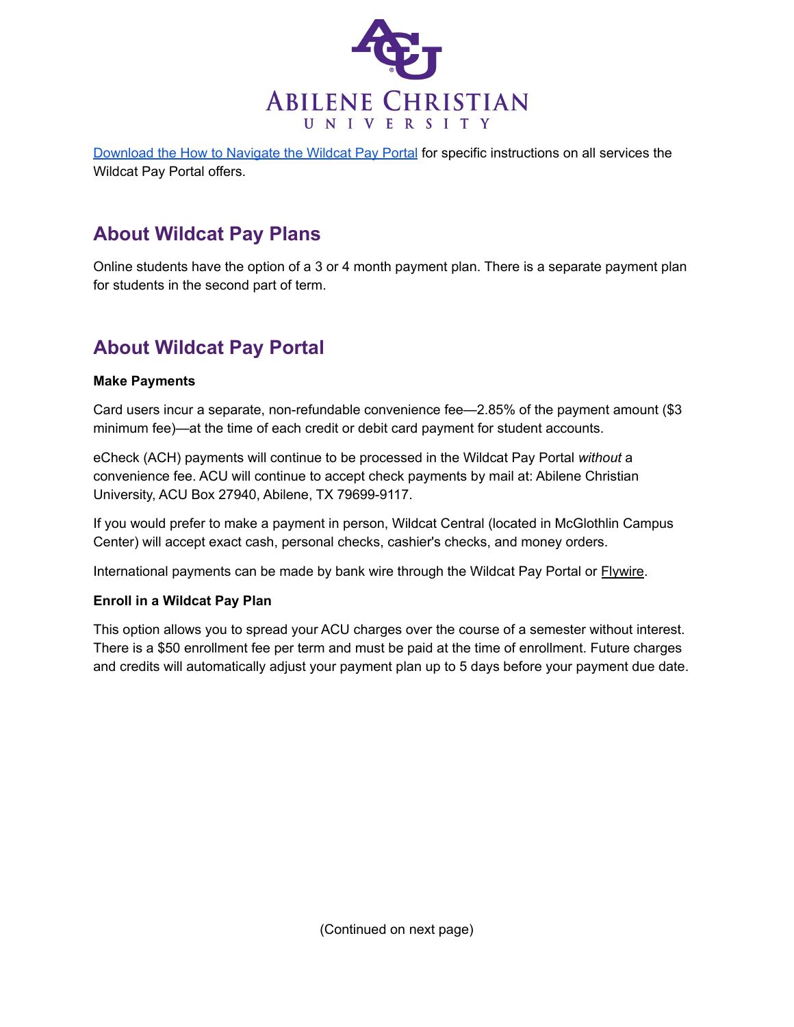# Abilene Christian University

[Download the How to Navigate the Wildcat Pay Portal](#) for specific instructions on all services the Wildcat Pay Portal offers.

## About Wildcat Pay Plans

Online students have the option of a 3 or 4 month payment plan. There is a separate payment plan for students in the second part of term.

## About Wildcat Pay Portal

**Make Payments**

Card users incur a separate, non-refundable convenience fee—2.85% of the payment amount ($3 minimum fee)—at the time of each credit or debit card payment for student accounts.

eCheck (ACH) payments will continue to be processed in the Wildcat Pay Portal *without* a convenience fee. ACU will continue to accept check payments by mail at: Abilene Christian University, ACU Box 27940, Abilene, TX 79699-9117.

If you would prefer to make a payment in person, Wildcat Central (located in McGlothlin Campus Center) will accept exact cash, personal checks, cashier's checks, and money orders.

International payments can be made by bank wire through the Wildcat Pay Portal or Flywire.

**Enroll in a Wildcat Pay Plan**

This option allows you to spread your ACU charges over the course of a semester without interest. There is a $50 enrollment fee per term and must be paid at the time of enrollment. Future charges and credits will automatically adjust your payment plan up to 5 days before your payment due date.

(Continued on next page)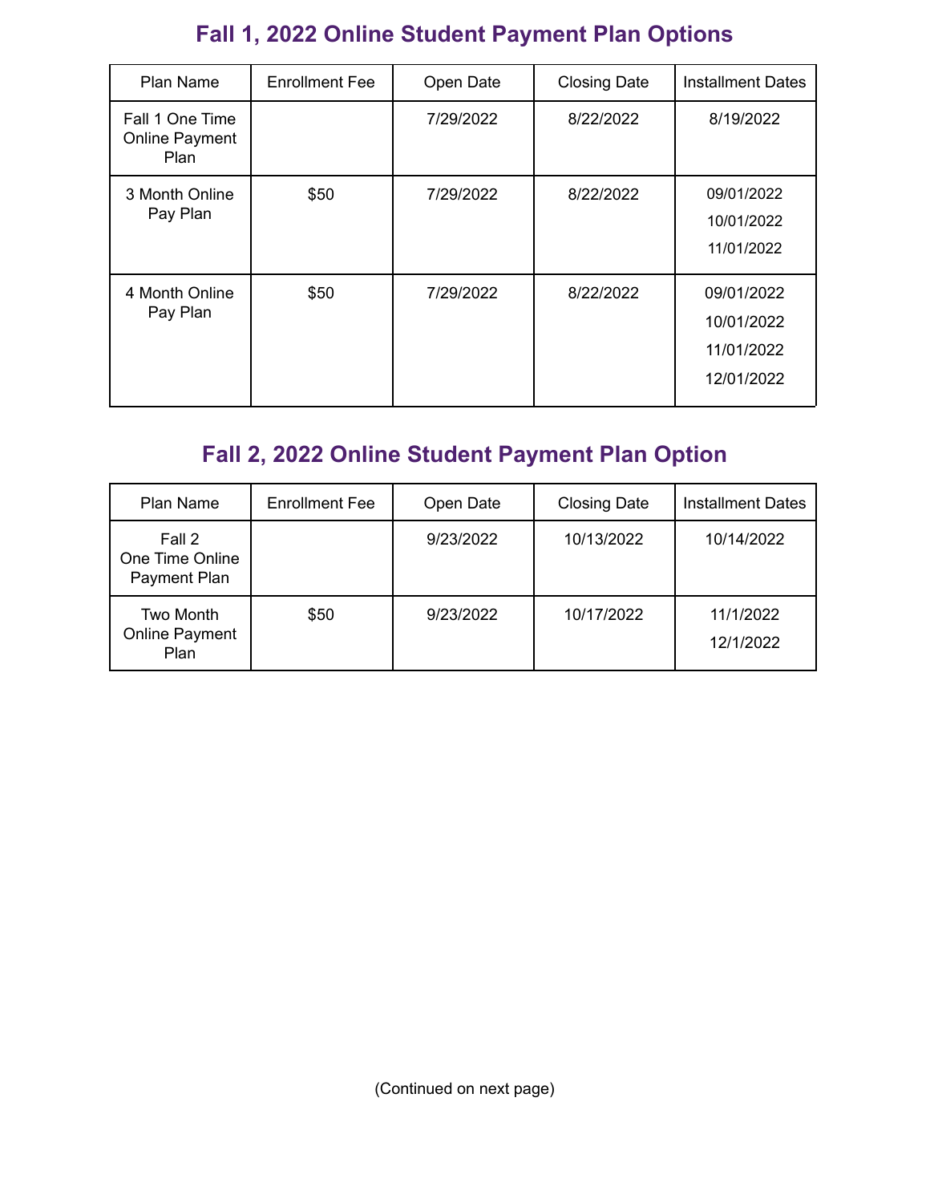## Fall 1, 2022 Online Student Payment Plan Options

| Plan Name | Enrollment Fee | Open Date | Closing Date | Installment Dates |
|---|---|---|---|---|
| Fall 1 One Time Online Payment Plan | | 7/29/2022 | 8/22/2022 | 8/19/2022 |
| 3 Month Online Pay Plan | $50 | 7/29/2022 | 8/22/2022 | 09/01/2022<br>10/01/2022<br>11/01/2022 |
| 4 Month Online Pay Plan | $50 | 7/29/2022 | 8/22/2022 | 09/01/2022<br>10/01/2022<br>11/01/2022<br>12/01/2022 |

## Fall 2, 2022 Online Student Payment Plan Option

| Plan Name | Enrollment Fee | Open Date | Closing Date | Installment Dates |
|---|---|---|---|---|
| Fall 2 One Time Online Payment Plan | | 9/23/2022 | 10/13/2022 | 10/14/2022 |
| Two Month Online Payment Plan | $50 | 9/23/2022 | 10/17/2022 | 11/1/2022<br>12/1/2022 |

(Continued on next page)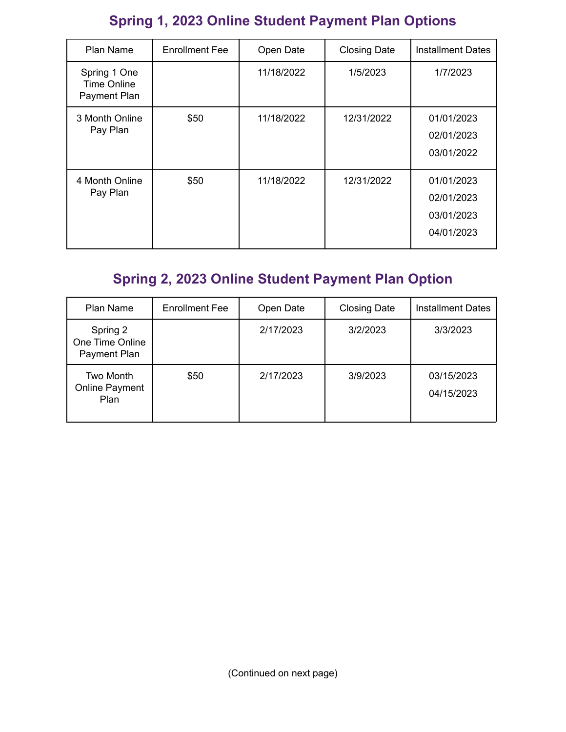## Spring 1, 2023 Online Student Payment Plan Options

| Plan Name | Enrollment Fee | Open Date | Closing Date | Installment Dates |
|---|---|---|---|---|
| Spring 1 One Time Online Payment Plan | | 11/18/2022 | 1/5/2023 | 1/7/2023 |
| 3 Month Online Pay Plan | $50 | 11/18/2022 | 12/31/2022 | 01/01/2023<br>02/01/2023<br>03/01/2022 |
| 4 Month Online Pay Plan | $50 | 11/18/2022 | 12/31/2022 | 01/01/2023<br>02/01/2023<br>03/01/2023<br>04/01/2023 |

## Spring 2, 2023 Online Student Payment Plan Option

| Plan Name | Enrollment Fee | Open Date | Closing Date | Installment Dates |
|---|---|---|---|---|
| Spring 2 One Time Online Payment Plan | | 2/17/2023 | 3/2/2023 | 3/3/2023 |
| Two Month Online Payment Plan | $50 | 2/17/2023 | 3/9/2023 | 03/15/2023<br>04/15/2023 |

(Continued on next page)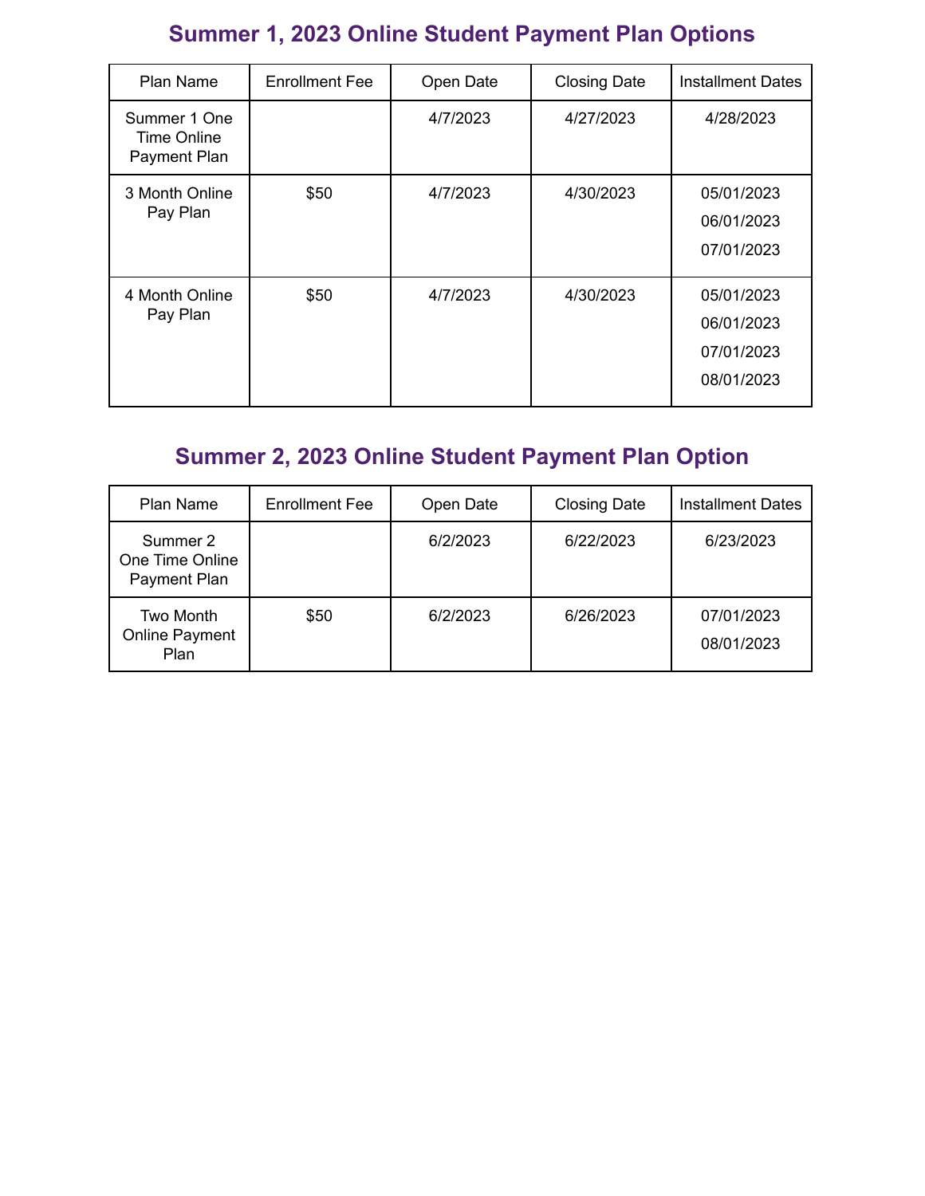## Summer 1, 2023 Online Student Payment Plan Options

| Plan Name | Enrollment Fee | Open Date | Closing Date | Installment Dates |
|---|---|---|---|---|
| Summer 1 One Time Online Payment Plan | | 4/7/2023 | 4/27/2023 | 4/28/2023 |
| 3 Month Online Pay Plan | $50 | 4/7/2023 | 4/30/2023 | 05/01/2023<br>06/01/2023<br>07/01/2023 |
| 4 Month Online Pay Plan | $50 | 4/7/2023 | 4/30/2023 | 05/01/2023<br>06/01/2023<br>07/01/2023<br>08/01/2023 |

## Summer 2, 2023 Online Student Payment Plan Option

| Plan Name | Enrollment Fee | Open Date | Closing Date | Installment Dates |
|---|---|---|---|---|
| Summer 2 One Time Online Payment Plan | | 6/2/2023 | 6/22/2023 | 6/23/2023 |
| Two Month Online Payment Plan | $50 | 6/2/2023 | 6/26/2023 | 07/01/2023<br>08/01/2023 |